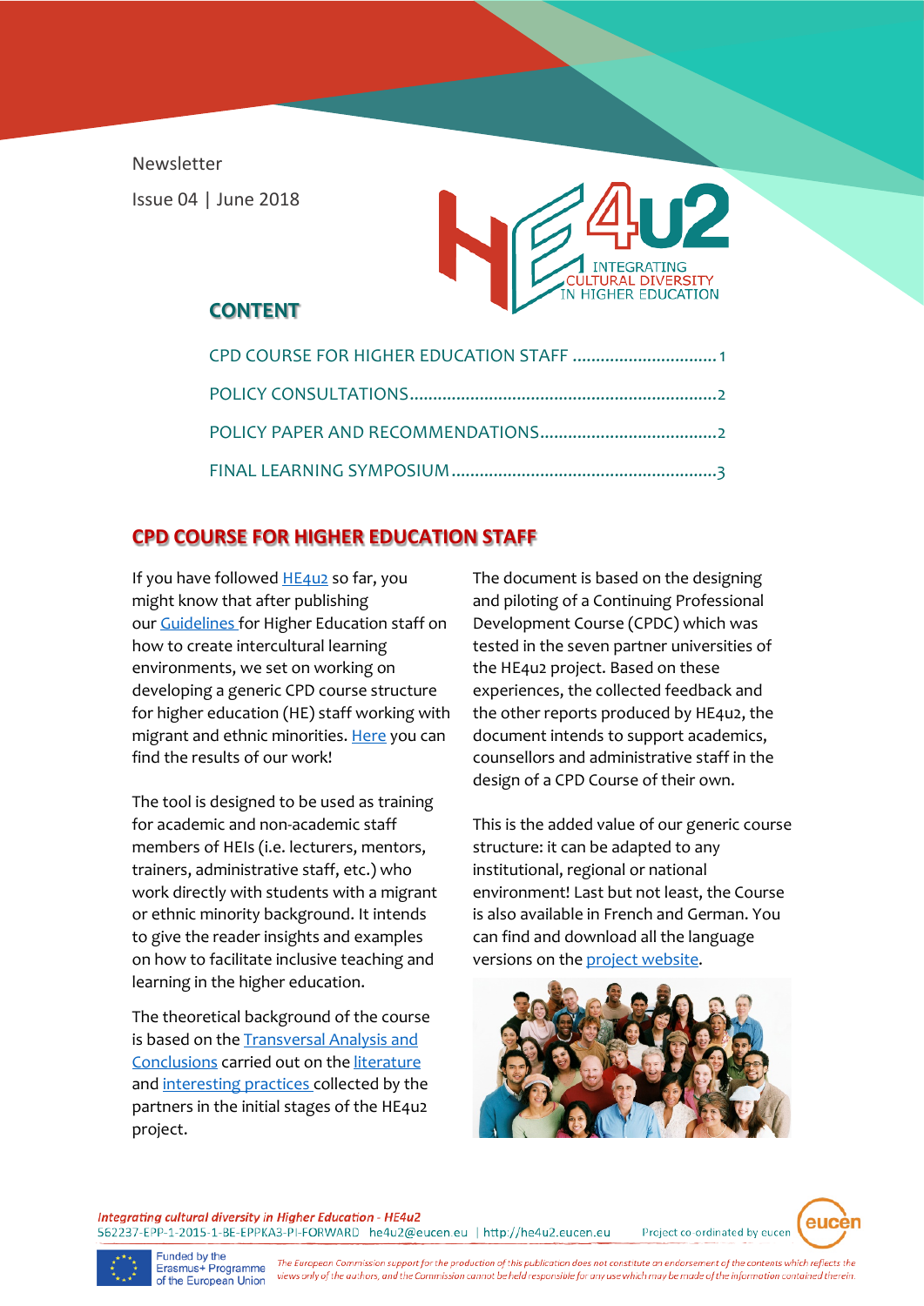Newsletter

Issue 04 | June 2018

## CONTENT

CPD COURSE FOR HIGHER EDUCATION STAFF ............................... 1

POLICY CONSULTATIONS ................................................................. 2

POLICY PAPER AND RECOMMENDATIONS ...................................... 2

FINAL LEARNING SYMPOSIUM ........................................................ 3

## CPD COURSE FOR HIGHER EDUCATION STAFF

If you have followed HE4u2 so far, you might know that after publishing our Guidelines for Higher Education staff on how to create intercultural learning environments, we set on working on developing a generic CPD course structure for higher education (HE) staff working with migrant and ethnic minorities. Here you can find the results of our work!

The tool is designed to be used as training for academic and non-academic staff members of HEIs (i.e. lecturers, mentors, trainers, administrative staff, etc.) who work directly with students with a migrant or ethnic minority background. It intends to give the reader insights and examples on how to facilitate inclusive teaching and learning in the higher education.

The theoretical background of the course is based on the Transversal Analysis and Conclusions carried out on the literature and interesting practices collected by the partners in the initial stages of the HE4u2 project.

The document is based on the designing and piloting of a Continuing Professional Development Course (CPDC) which was tested in the seven partner universities of the HE4u2 project. Based on these experiences, the collected feedback and the other reports produced by HE4u2, the document intends to support academics, counsellors and administrative staff in the design of a CPD Course of their own.

This is the added value of our generic course structure: it can be adapted to any institutional, regional or national environment! Last but not least, the Course is also available in French and German. You can find and download all the language versions on the project website.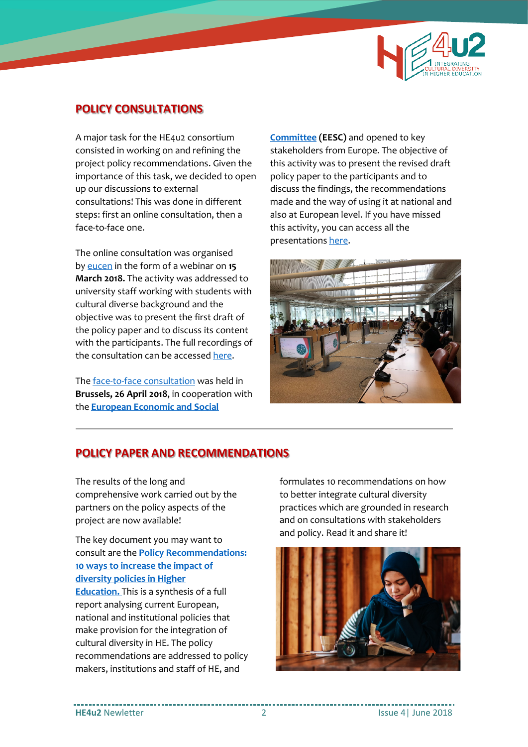## POLICY CONSULTATIONS

A major task for the HE4u2 consortium consisted in working on and refining the project policy recommendations. Given the importance of this task, we decided to open up our discussions to external consultations! This was done in different steps: first an online consultation, then a face-to-face one.

The online consultation was organised by eucen in the form of a webinar on **15 March 2018.** The activity was addressed to university staff working with students with cultural diverse background and the objective was to present the first draft of the policy paper and to discuss its content with the participants. The full recordings of the consultation can be accessed here.

The face-to-face consultation was held in **Brussels, 26 April 2018**, in cooperation with the **European Economic and Social Committee (EESC)** and opened to key stakeholders from Europe. The objective of this activity was to present the revised draft policy paper to the participants and to discuss the findings, the recommendations made and the way of using it at national and also at European level. If you have missed this activity, you can access all the presentations here.

## POLICY PAPER AND RECOMMENDATIONS

The results of the long and comprehensive work carried out by the partners on the policy aspects of the project are now available!

The key document you may want to consult are the **Policy Recommendations: 10 ways to increase the impact of diversity policies in Higher Education.** This is a synthesis of a full report analysing current European, national and institutional policies that make provision for the integration of cultural diversity in HE. The policy recommendations are addressed to policy makers, institutions and staff of HE, and formulates 10 recommendations on how to better integrate cultural diversity practices which are grounded in research and on consultations with stakeholders and policy. Read it and share it!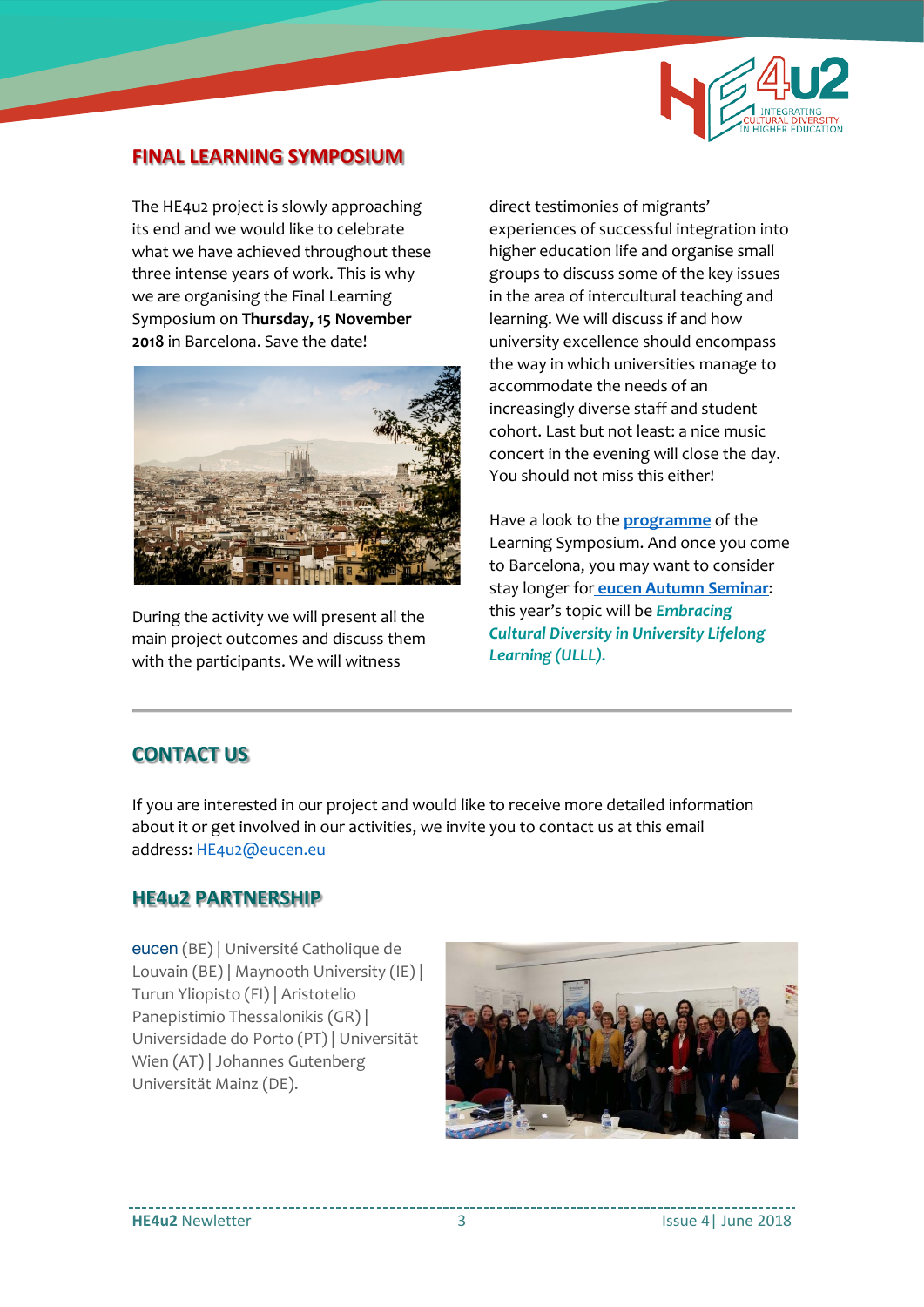## FINAL LEARNING SYMPOSIUM

The HE4u2 project is slowly approaching its end and we would like to celebrate what we have achieved throughout these three intense years of work. This is why we are organising the Final Learning Symposium on **Thursday, 15 November 2018** in Barcelona. Save the date!

During the activity we will present all the main project outcomes and discuss them with the participants. We will witness direct testimonies of migrants' experiences of successful integration into higher education life and organise small groups to discuss some of the key issues in the area of intercultural teaching and learning. We will discuss if and how university excellence should encompass the way in which universities manage to accommodate the needs of an increasingly diverse staff and student cohort. Last but not least: a nice music concert in the evening will close the day. You should not miss this either!

Have a look to the **programme** of the Learning Symposium. And once you come to Barcelona, you may want to consider stay longer for **eucen Autumn Seminar**: this year's topic will be ***Embracing Cultural Diversity in University Lifelong Learning (ULLL).***

## CONTACT US

If you are interested in our project and would like to receive more detailed information about it or get involved in our activities, we invite you to contact us at this email address: HE4u2@eucen.eu

## HE4u2 PARTNERSHIP

eucen (BE) | Université Catholique de Louvain (BE) | Maynooth University (IE) | Turun Yliopisto (FI) | Aristotelio Panepistimio Thessalonikis (GR) | Universidade do Porto (PT) | Universität Wien (AT) | Johannes Gutenberg Universität Mainz (DE).